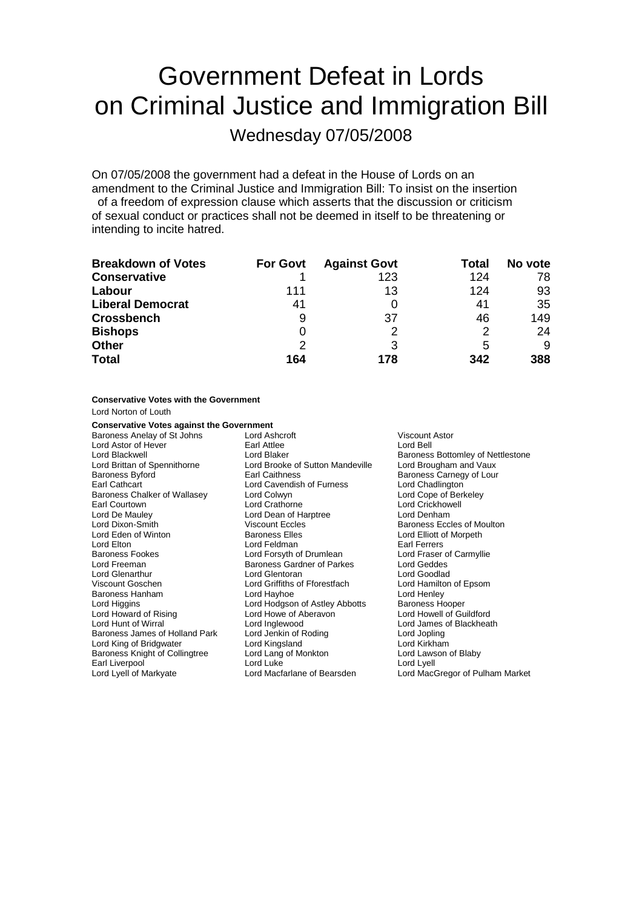# Government Defeat in Lords on Criminal Justice and Immigration Bill

## Wednesday 07/05/2008

On 07/05/2008 the government had a defeat in the House of Lords on an amendment to the Criminal Justice and Immigration Bill: To insist on the insertion of a freedom of expression clause which asserts that the discussion or criticism of sexual conduct or practices shall not be deemed in itself to be threatening or intending to incite hatred.

| Breakdown of Votes | For Govt | Against Govt | Total | No vote |
|---|---|---|---|---|
| **Conservative** | 1 | 123 | 124 | 78 |
| **Labour** | 111 | 13 | 124 | 93 |
| **Liberal Democrat** | 41 | 0 | 41 | 35 |
| **Crossbench** | 9 | 37 | 46 | 149 |
| **Bishops** | 0 | 2 | 2 | 24 |
| **Other** | 2 | 3 | 5 | 9 |
| **Total** | **164** | **178** | **342** | **388** |

**Conservative Votes with the Government**

Lord Norton of Louth

**Conservative Votes against the Government**

Baroness Anelay of St Johns
Lord Ashcroft
Viscount Astor
Lord Astor of Hever
Earl Attlee
Lord Bell
Lord Blackwell
Lord Blaker
Baroness Bottomley of Nettlestone
Lord Brittan of Spennithorne
Lord Brooke of Sutton Mandeville
Lord Brougham and Vaux
Baroness Byford
Earl Caithness
Baroness Carnegy of Lour
Earl Cathcart
Lord Cavendish of Furness
Lord Chadlington
Baroness Chalker of Wallasey
Lord Colwyn
Lord Cope of Berkeley
Earl Courtown
Lord Crathorne
Lord Crickhowell
Lord De Mauley
Lord Dean of Harptree
Lord Denham
Lord Dixon-Smith
Viscount Eccles
Baroness Eccles of Moulton
Lord Eden of Winton
Baroness Elles
Lord Elliott of Morpeth
Lord Elton
Lord Feldman
Earl Ferrers
Baroness Fookes
Lord Forsyth of Drumlean
Lord Fraser of Carmyllie
Lord Freeman
Baroness Gardner of Parkes
Lord Geddes
Lord Glenarthur
Lord Glentoran
Lord Goodlad
Viscount Goschen
Lord Griffiths of Fforestfach
Lord Hamilton of Epsom
Baroness Hanham
Lord Hayhoe
Lord Henley
Lord Higgins
Lord Hodgson of Astley Abbotts
Baroness Hooper
Lord Howard of Rising
Lord Howe of Aberavon
Lord Howell of Guildford
Lord Hunt of Wirral
Lord Inglewood
Lord James of Blackheath
Baroness James of Holland Park
Lord Jenkin of Roding
Lord Jopling
Lord King of Bridgwater
Lord Kingsland
Lord Kirkham
Baroness Knight of Collingtree
Lord Lang of Monkton
Lord Lawson of Blaby
Earl Liverpool
Lord Luke
Lord Lyell
Lord Lyell of Markyate
Lord Macfarlane of Bearsden
Lord MacGregor of Pulham Market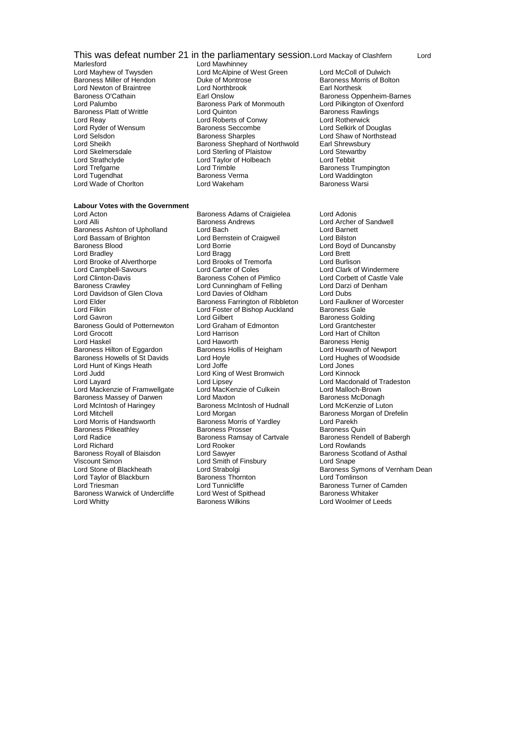This was defeat number 21 in the parliamentary session. Lord Mackay of Clashfern Lord Marlesford Lord Mawhinney Lord Mayhew of Twysden Lord McAlpine of West Green Lord McColl of Dulwich Baroness Miller of Hendon Duke of Montrose Baroness Morris of Bolton Lord Newton of Braintree Lord Northbrook Earl Northesk Baroness O'Cathain Earl Onslow Baroness Oppenheim-Barnes Lord Palumbo Baroness Park of Monmouth Lord Pilkington of Oxenford Baroness Platt of Writtle Lord Quinton Baroness Rawlings Lord Reay Lord Roberts of Conwy Lord Rotherwick Lord Ryder of Wensum Baroness Seccombe Lord Selkirk of Douglas Lord Selsdon Baroness Sharples Lord Shaw of Northstead Lord Sheikh Baroness Shephard of Northwold Earl Shrewsbury Lord Skelmersdale Lord Sterling of Plaistow Lord Stewartby Lord Strathclyde Lord Taylor of Holbeach Lord Tebbit Lord Trefgarne Lord Trimble Baroness Trumpington Lord Tugendhat Baroness Verma Lord Waddington Lord Wade of Chorlton Lord Wakeham Baroness Warsi

**Labour Votes with the Government**

Lord Acton, Baroness Adams of Craigielea, Lord Adonis, Lord Alli, Baroness Andrews, Lord Archer of Sandwell, Baroness Ashton of Upholland, Lord Bach, Lord Barnett, Lord Bassam of Brighton, Lord Bernstein of Craigweil, Lord Bilston, Baroness Blood, Lord Borrie, Lord Boyd of Duncansby, Lord Bradley, Lord Bragg, Lord Brett, Lord Brooke of Alverthorpe, Lord Brooks of Tremorfa, Lord Burlison, Lord Campbell-Savours, Lord Carter of Coles, Lord Clark of Windermere, Lord Clinton-Davis, Baroness Cohen of Pimlico, Lord Corbett of Castle Vale, Baroness Crawley, Lord Cunningham of Felling, Lord Darzi of Denham, Lord Davidson of Glen Clova, Lord Davies of Oldham, Lord Dubs, Lord Elder, Baroness Farrington of Ribbleton, Lord Faulkner of Worcester, Lord Filkin, Lord Foster of Bishop Auckland, Baroness Gale, Lord Gavron, Lord Gilbert, Baroness Golding, Baroness Gould of Potternewton, Lord Graham of Edmonton, Lord Grantchester, Lord Grocott, Lord Harrison, Lord Hart of Chilton, Lord Haskel, Lord Haworth, Baroness Henig, Baroness Hilton of Eggardon, Baroness Hollis of Heigham, Lord Howarth of Newport, Baroness Howells of St Davids, Lord Hoyle, Lord Hughes of Woodside, Lord Hunt of Kings Heath, Lord Joffe, Lord Jones, Lord Judd, Lord King of West Bromwich, Lord Kinnock, Lord Layard, Lord Lipsey, Lord Macdonald of Tradeston, Lord Mackenzie of Framwellgate, Lord MacKenzie of Culkein, Lord Malloch-Brown, Baroness Massey of Darwen, Lord Maxton, Baroness McDonagh, Lord McIntosh of Haringey, Baroness McIntosh of Hudnall, Lord McKenzie of Luton, Lord Mitchell, Lord Morgan, Baroness Morgan of Drefelin, Lord Morris of Handsworth, Baroness Morris of Yardley, Lord Parekh, Baroness Pitkeathley, Baroness Prosser, Baroness Quin, Lord Radice, Baroness Ramsay of Cartvale, Baroness Rendell of Babergh, Lord Richard, Lord Rooker, Lord Rowlands, Baroness Royall of Blaisdon, Lord Sawyer, Baroness Scotland of Asthal, Viscount Simon, Lord Smith of Finsbury, Lord Snape, Lord Stone of Blackheath, Lord Strabolgi, Baroness Symons of Vernham Dean, Lord Taylor of Blackburn, Baroness Thornton, Lord Tomlinson, Lord Triesman, Lord Tunnicliffe, Baroness Turner of Camden, Baroness Warwick of Undercliffe, Lord West of Spithead, Baroness Whitaker, Lord Whitty, Baroness Wilkins, Lord Woolmer of Leeds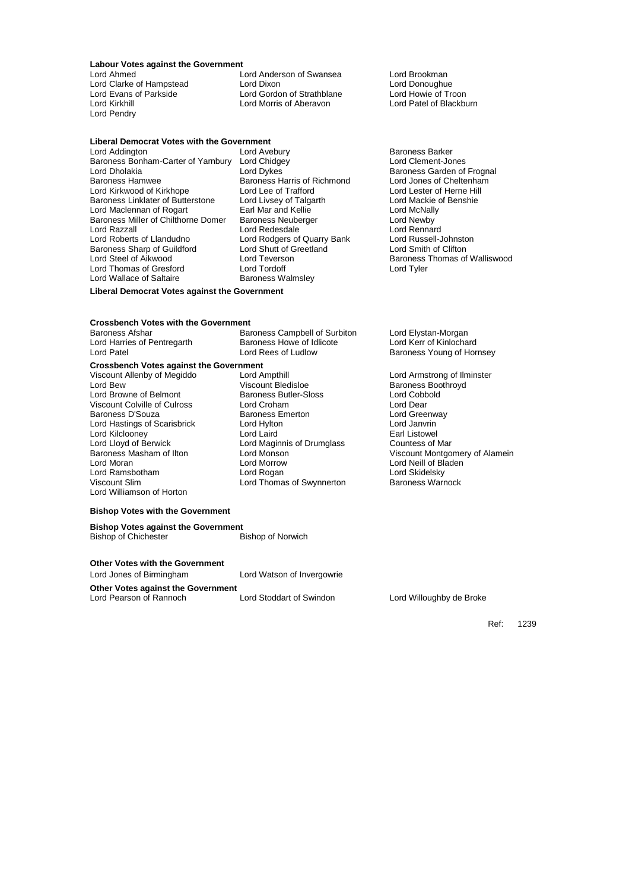**Labour Votes against the Government**

Lord Ahmed
Lord Anderson of Swansea
Lord Brookman
Lord Clarke of Hampstead
Lord Dixon
Lord Donoughue
Lord Evans of Parkside
Lord Gordon of Strathblane
Lord Howie of Troon
Lord Kirkhill
Lord Morris of Aberavon
Lord Patel of Blackburn
Lord Pendry

**Liberal Democrat Votes with the Government**

Lord Addington
Lord Avebury
Baroness Barker
Baroness Bonham-Carter of Yarnbury
Lord Chidgey
Lord Clement-Jones
Lord Dholakia
Lord Dykes
Baroness Garden of Frognal
Baroness Hamwee
Baroness Harris of Richmond
Lord Jones of Cheltenham
Lord Kirkwood of Kirkhope
Lord Lee of Trafford
Lord Lester of Herne Hill
Baroness Linklater of Butterstone
Lord Livsey of Talgarth
Lord Mackie of Benshie
Lord Maclennan of Rogart
Earl Mar and Kellie
Lord McNally
Baroness Miller of Chilthorne Domer
Baroness Neuberger
Lord Newby
Lord Razzall
Lord Redesdale
Lord Rennard
Lord Roberts of Llandudno
Lord Rodgers of Quarry Bank
Lord Russell-Johnston
Baroness Sharp of Guildford
Lord Shutt of Greetland
Lord Smith of Clifton
Lord Steel of Aikwood
Lord Teverson
Baroness Thomas of Walliswood
Lord Thomas of Gresford
Lord Tordoff
Lord Tyler
Lord Wallace of Saltaire
Baroness Walmsley

**Liberal Democrat Votes against the Government**

**Crossbench Votes with the Government**

Baroness Afshar
Baroness Campbell of Surbiton
Lord Elystan-Morgan
Lord Harries of Pentregarth
Baroness Howe of Idlicote
Lord Kerr of Kinlochard
Lord Patel
Lord Rees of Ludlow
Baroness Young of Hornsey

**Crossbench Votes against the Government**

Viscount Allenby of Megiddo
Lord Ampthill
Lord Armstrong of Ilminster
Lord Bew
Viscount Bledisloe
Baroness Boothroyd
Lord Browne of Belmont
Baroness Butler-Sloss
Lord Cobbold
Viscount Colville of Culross
Lord Croham
Lord Dear
Baroness D'Souza
Baroness Emerton
Lord Greenway
Lord Hastings of Scarisbrick
Lord Hylton
Lord Janvrin
Lord Kilclooney
Lord Laird
Earl Listowel
Lord Lloyd of Berwick
Lord Maginnis of Drumglass
Countess of Mar
Baroness Masham of Ilton
Lord Monson
Viscount Montgomery of Alamein
Lord Moran
Lord Morrow
Lord Neill of Bladen
Lord Ramsbotham
Lord Rogan
Lord Skidelsky
Viscount Slim
Lord Thomas of Swynnerton
Baroness Warnock
Lord Williamson of Horton

**Bishop Votes with the Government**

**Bishop Votes against the Government**

Bishop of Chichester
Bishop of Norwich

**Other Votes with the Government**

Lord Jones of Birmingham
Lord Watson of Invergowrie

**Other Votes against the Government**

Lord Pearson of Rannoch
Lord Stoddart of Swindon
Lord Willoughby de Broke

Ref: 1239